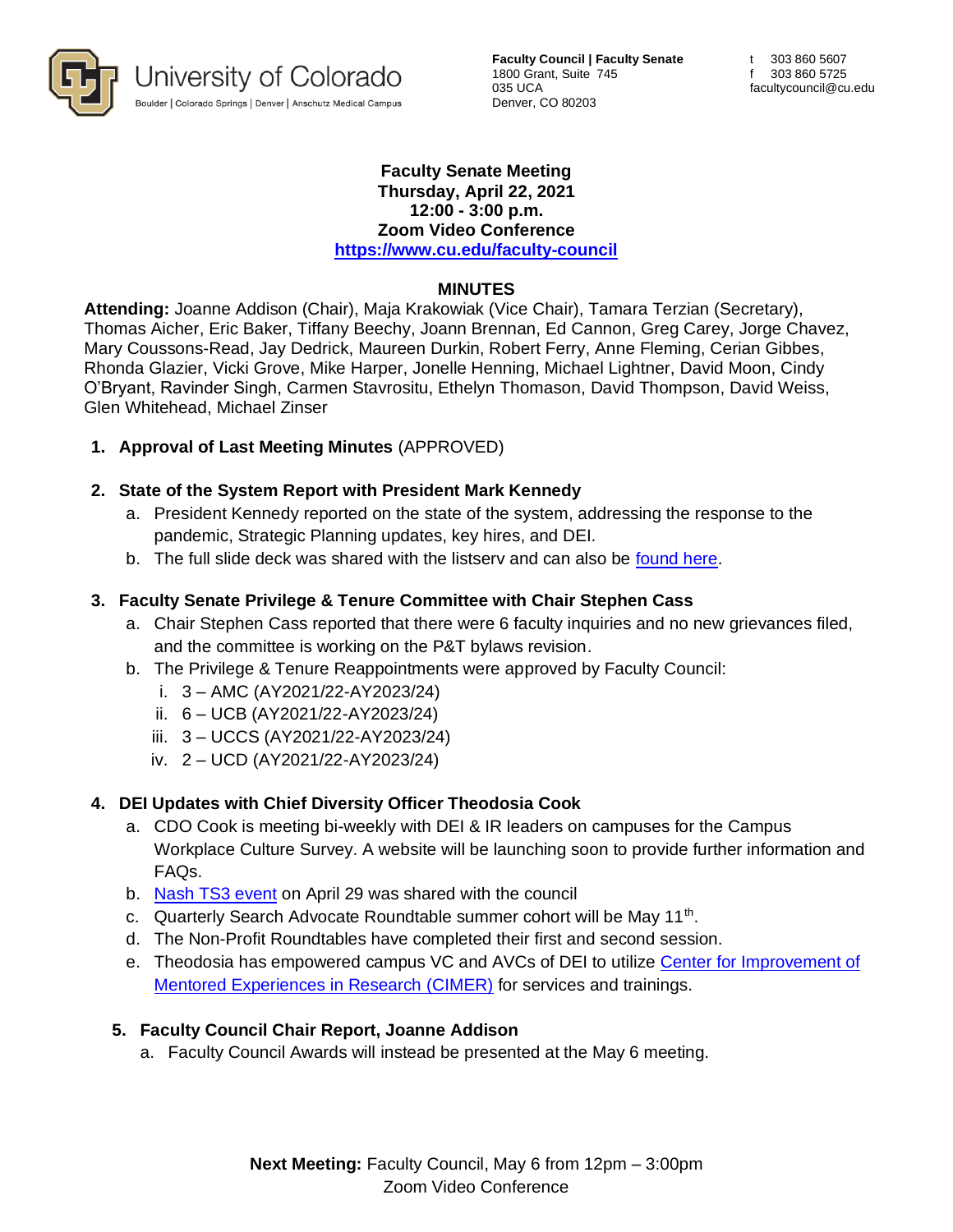University of Colorado
Boulder | Colorado Springs | Denver | Anschutz Medical Campus

**Faculty Council | Faculty Senate**
1800 Grant, Suite 745
035 UCA
Denver, CO 80203

t 303 860 5607
f 303 860 5725
facultycouncil@cu.edu

**Faculty Senate Meeting**
**Thursday, April 22, 2021**
**12:00 - 3:00 p.m.**
**Zoom Video Conference**
**https://www.cu.edu/faculty-council**

## MINUTES

**Attending:** Joanne Addison (Chair), Maja Krakowiak (Vice Chair), Tamara Terzian (Secretary), Thomas Aicher, Eric Baker, Tiffany Beechy, Joann Brennan, Ed Cannon, Greg Carey, Jorge Chavez, Mary Coussons-Read, Jay Dedrick, Maureen Durkin, Robert Ferry, Anne Fleming, Cerian Gibbes, Rhonda Glazier, Vicki Grove, Mike Harper, Jonelle Henning, Michael Lightner, David Moon, Cindy O'Bryant, Ravinder Singh, Carmen Stavrositu, Ethelyn Thomason, David Thompson, David Weiss, Glen Whitehead, Michael Zinser

1. **Approval of Last Meeting Minutes** (APPROVED)

2. **State of the System Report with President Mark Kennedy**
   a. President Kennedy reported on the state of the system, addressing the response to the pandemic, Strategic Planning updates, key hires, and DEI.
   b. The full slide deck was shared with the listserv and can also be found here.

3. **Faculty Senate Privilege & Tenure Committee with Chair Stephen Cass**
   a. Chair Stephen Cass reported that there were 6 faculty inquiries and no new grievances filed, and the committee is working on the P&T bylaws revision.
   b. The Privilege & Tenure Reappointments were approved by Faculty Council:
      i. 3 – AMC (AY2021/22-AY2023/24)
      ii. 6 – UCB (AY2021/22-AY2023/24)
      iii. 3 – UCCS (AY2021/22-AY2023/24)
      iv. 2 – UCD (AY2021/22-AY2023/24)

4. **DEI Updates with Chief Diversity Officer Theodosia Cook**
   a. CDO Cook is meeting bi-weekly with DEI & IR leaders on campuses for the Campus Workplace Culture Survey. A website will be launching soon to provide further information and FAQs.
   b. Nash TS3 event on April 29 was shared with the council
   c. Quarterly Search Advocate Roundtable summer cohort will be May 11th.
   d. The Non-Profit Roundtables have completed their first and second session.
   e. Theodosia has empowered campus VC and AVCs of DEI to utilize Center for Improvement of Mentored Experiences in Research (CIMER) for services and trainings.

5. **Faculty Council Chair Report, Joanne Addison**
   a. Faculty Council Awards will instead be presented at the May 6 meeting.

**Next Meeting:** Faculty Council, May 6 from 12pm – 3:00pm
Zoom Video Conference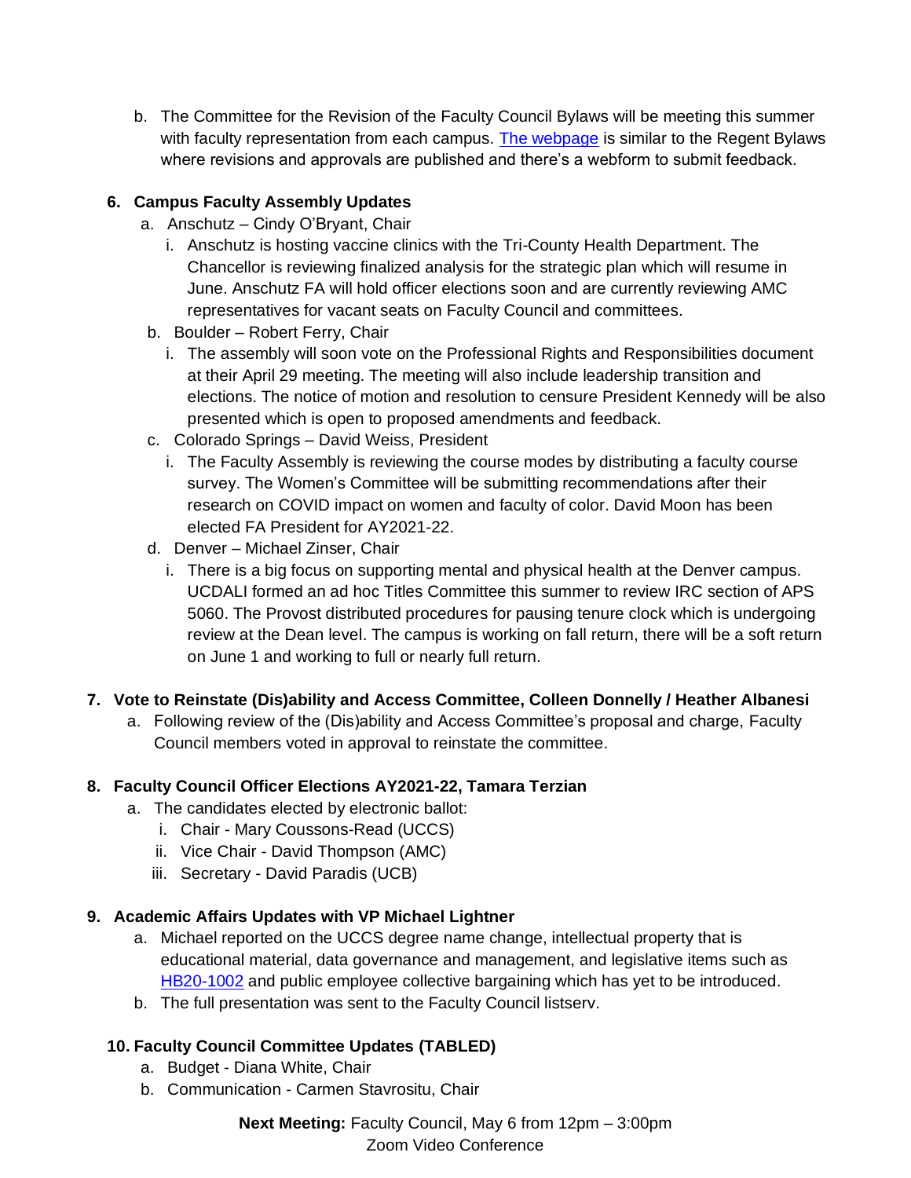b. The Committee for the Revision of the Faculty Council Bylaws will be meeting this summer with faculty representation from each campus. [The webpage]() is similar to the Regent Bylaws where revisions and approvals are published and there's a webform to submit feedback.

**6. Campus Faculty Assembly Updates**

a. Anschutz – Cindy O'Bryant, Chair

i. Anschutz is hosting vaccine clinics with the Tri-County Health Department. The Chancellor is reviewing finalized analysis for the strategic plan which will resume in June. Anschutz FA will hold officer elections soon and are currently reviewing AMC representatives for vacant seats on Faculty Council and committees.

b. Boulder – Robert Ferry, Chair

i. The assembly will soon vote on the Professional Rights and Responsibilities document at their April 29 meeting. The meeting will also include leadership transition and elections. The notice of motion and resolution to censure President Kennedy will be also presented which is open to proposed amendments and feedback.

c. Colorado Springs – David Weiss, President

i. The Faculty Assembly is reviewing the course modes by distributing a faculty course survey. The Women's Committee will be submitting recommendations after their research on COVID impact on women and faculty of color. David Moon has been elected FA President for AY2021-22.

d. Denver – Michael Zinser, Chair

i. There is a big focus on supporting mental and physical health at the Denver campus. UCDALI formed an ad hoc Titles Committee this summer to review IRC section of APS 5060. The Provost distributed procedures for pausing tenure clock which is undergoing review at the Dean level. The campus is working on fall return, there will be a soft return on June 1 and working to full or nearly full return.

**7. Vote to Reinstate (Dis)ability and Access Committee, Colleen Donnelly / Heather Albanesi**

a. Following review of the (Dis)ability and Access Committee's proposal and charge, Faculty Council members voted in approval to reinstate the committee.

**8. Faculty Council Officer Elections AY2021-22, Tamara Terzian**

a. The candidates elected by electronic ballot:

i. Chair - Mary Coussons-Read (UCCS)

ii. Vice Chair - David Thompson (AMC)

iii. Secretary - David Paradis (UCB)

**9. Academic Affairs Updates with VP Michael Lightner**

a. Michael reported on the UCCS degree name change, intellectual property that is educational material, data governance and management, and legislative items such as [HB20-1002]() and public employee collective bargaining which has yet to be introduced.

b. The full presentation was sent to the Faculty Council listserv.

**10. Faculty Council Committee Updates (TABLED)**

a. Budget - Diana White, Chair

b. Communication - Carmen Stavrositu, Chair

**Next Meeting:** Faculty Council, May 6 from 12pm – 3:00pm
Zoom Video Conference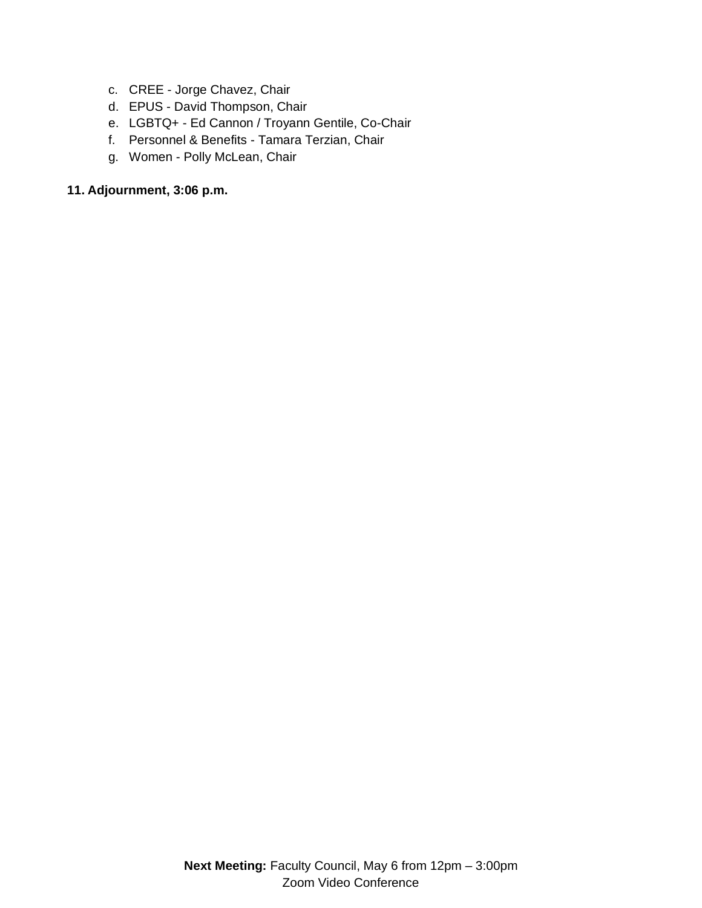c. CREE - Jorge Chavez, Chair
d. EPUS - David Thompson, Chair
e. LGBTQ+ - Ed Cannon / Troyann Gentile, Co-Chair
f. Personnel & Benefits - Tamara Terzian, Chair
g. Women - Polly McLean, Chair

**11. Adjournment, 3:06 p.m.**

**Next Meeting:** Faculty Council, May 6 from 12pm – 3:00pm
Zoom Video Conference